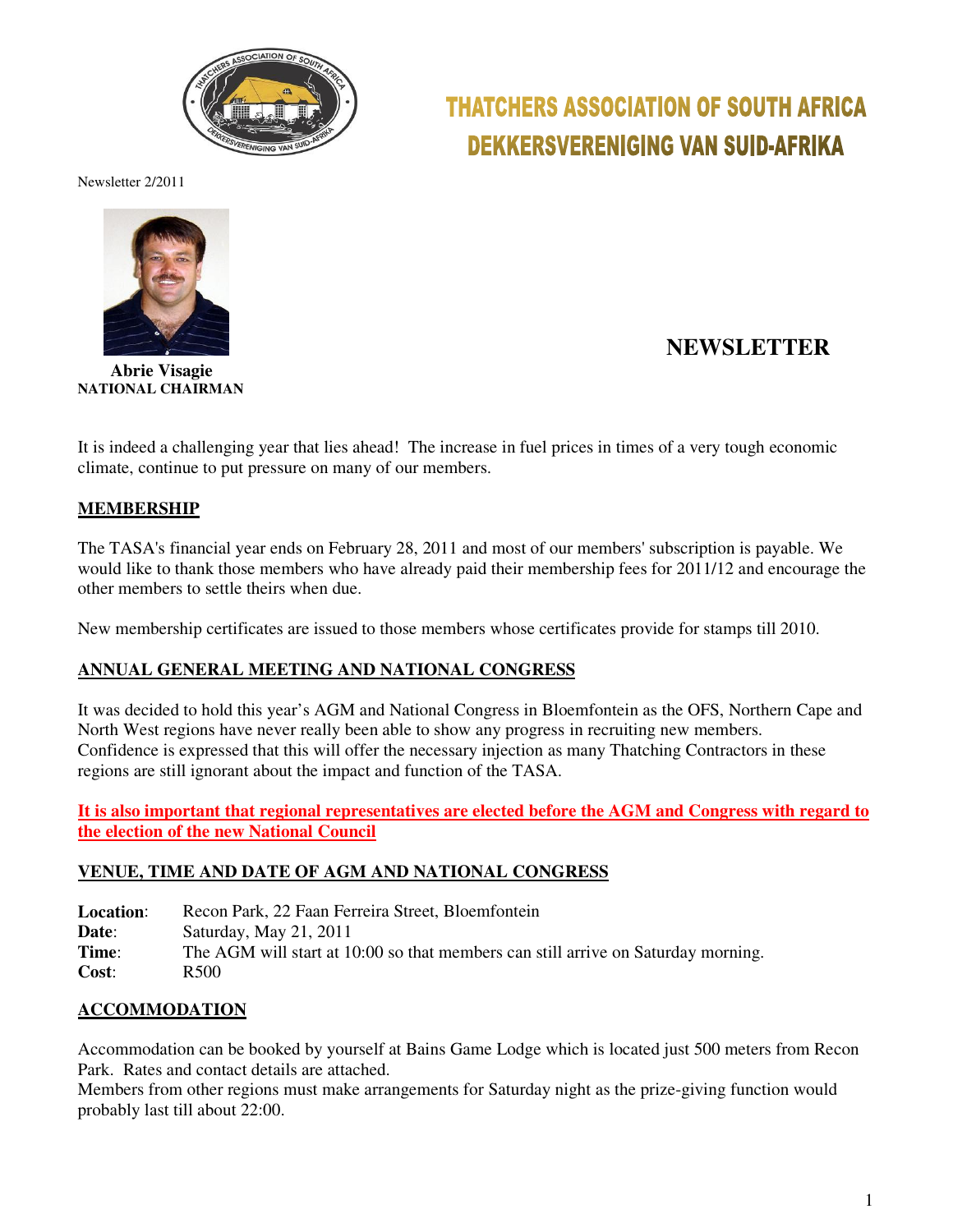# THATCHERS ASSOCIATION OF SOUTH AFRICA
# DEKKERSVERENIGING VAN SUID-AFRIKA

Newsletter 2/2011

**Abrie Visagie**
**NATIONAL CHAIRMAN**

## NEWSLETTER

It is indeed a challenging year that lies ahead! The increase in fuel prices in times of a very tough economic climate, continue to put pressure on many of our members.

### MEMBERSHIP

The TASA's financial year ends on February 28, 2011 and most of our members' subscription is payable. We would like to thank those members who have already paid their membership fees for 2011/12 and encourage the other members to settle theirs when due.

New membership certificates are issued to those members whose certificates provide for stamps till 2010.

### ANNUAL GENERAL MEETING AND NATIONAL CONGRESS

It was decided to hold this year's AGM and National Congress in Bloemfontein as the OFS, Northern Cape and North West regions have never really been able to show any progress in recruiting new members. Confidence is expressed that this will offer the necessary injection as many Thatching Contractors in these regions are still ignorant about the impact and function of the TASA.

**It is also important that regional representatives are elected before the AGM and Congress with regard to the election of the new National Council**

### VENUE, TIME AND DATE OF AGM AND NATIONAL CONGRESS

**Location**: Recon Park, 22 Faan Ferreira Street, Bloemfontein
**Date**: Saturday, May 21, 2011
**Time**: The AGM will start at 10:00 so that members can still arrive on Saturday morning.
**Cost**: R500

### ACCOMMODATION

Accommodation can be booked by yourself at Bains Game Lodge which is located just 500 meters from Recon Park. Rates and contact details are attached.
Members from other regions must make arrangements for Saturday night as the prize-giving function would probably last till about 22:00.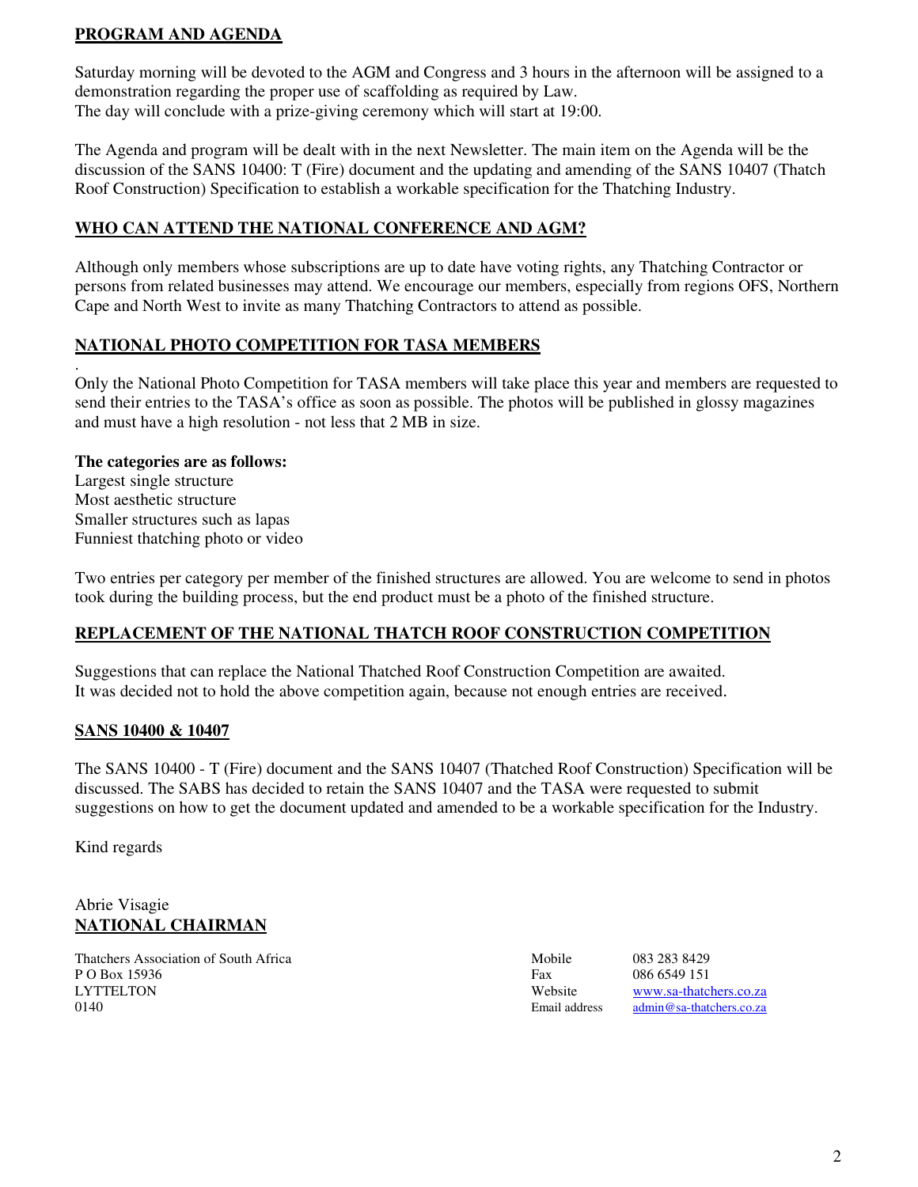## PROGRAM AND AGENDA

Saturday morning will be devoted to the AGM and Congress and 3 hours in the afternoon will be assigned to a demonstration regarding the proper use of scaffolding as required by Law.
The day will conclude with a prize-giving ceremony which will start at 19:00.

The Agenda and program will be dealt with in the next Newsletter. The main item on the Agenda will be the discussion of the SANS 10400: T (Fire) document and the updating and amending of the SANS 10407 (Thatch Roof Construction) Specification to establish a workable specification for the Thatching Industry.

## WHO CAN ATTEND THE NATIONAL CONFERENCE AND AGM?

Although only members whose subscriptions are up to date have voting rights, any Thatching Contractor or persons from related businesses may attend. We encourage our members, especially from regions OFS, Northern Cape and North West to invite as many Thatching Contractors to attend as possible.

## NATIONAL PHOTO COMPETITION FOR TASA MEMBERS

.
Only the National Photo Competition for TASA members will take place this year and members are requested to send their entries to the TASA's office as soon as possible. The photos will be published in glossy magazines and must have a high resolution - not less that 2 MB in size.

**The categories are as follows:**
Largest single structure
Most aesthetic structure
Smaller structures such as lapas
Funniest thatching photo or video

Two entries per category per member of the finished structures are allowed. You are welcome to send in photos took during the building process, but the end product must be a photo of the finished structure.

## REPLACEMENT OF THE NATIONAL THATCH ROOF CONSTRUCTION COMPETITION

Suggestions that can replace the National Thatched Roof Construction Competition are awaited.
It was decided not to hold the above competition again, because not enough entries are received.

## SANS 10400 & 10407

The SANS 10400 - T (Fire) document and the SANS 10407 (Thatched Roof Construction) Specification will be discussed. The SABS has decided to retain the SANS 10407 and the TASA were requested to submit suggestions on how to get the document updated and amended to be a workable specification for the Industry.

Kind regards

Abrie Visagie
**NATIONAL CHAIRMAN**

Thatchers Association of South Africa
P O Box 15936
LYTTELTON
0140

Mobile 083 283 8429
Fax 086 6549 151
Website www.sa-thatchers.co.za
Email address admin@sa-thatchers.co.za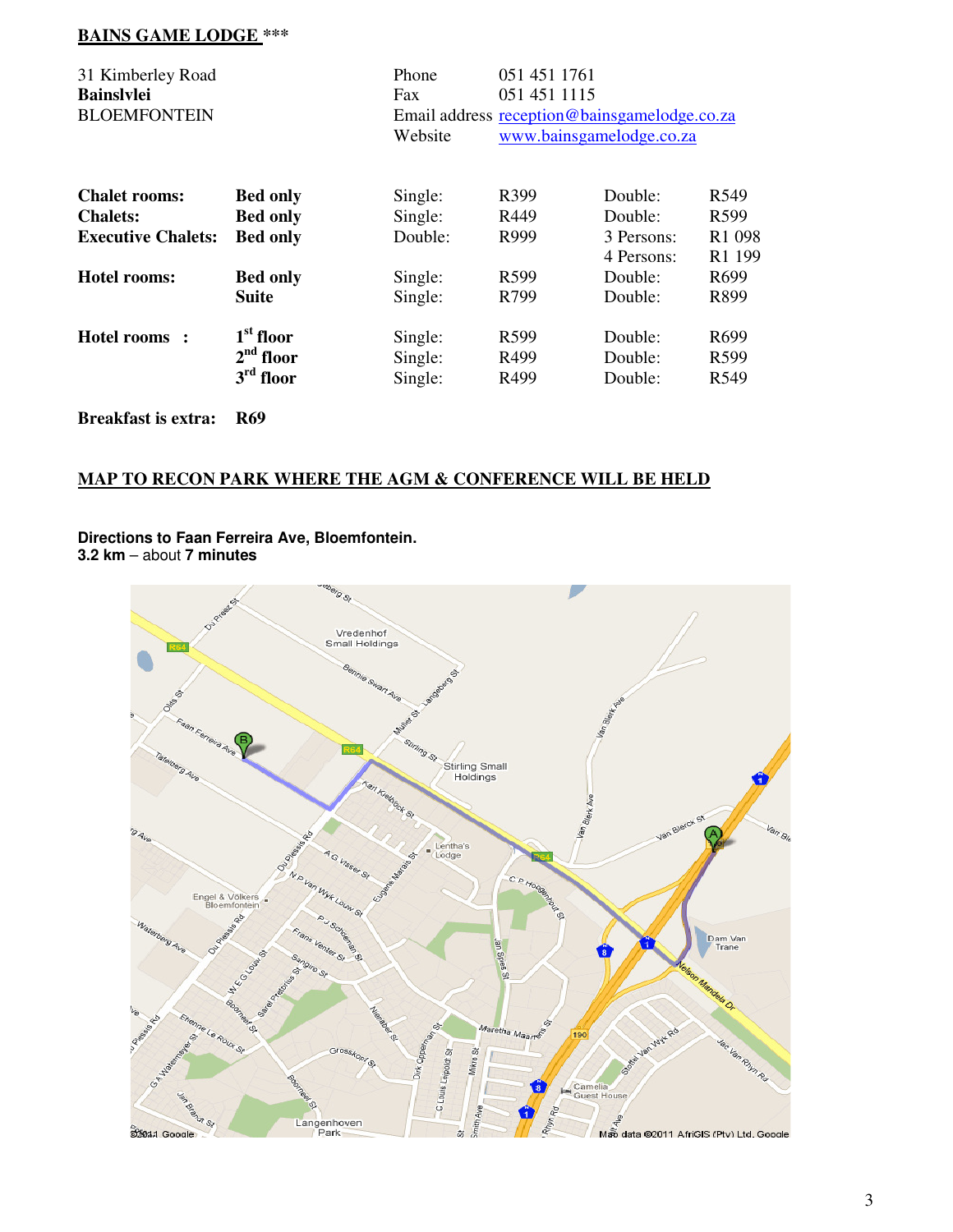## BAINS GAME LODGE ***

31 Kimberley Road
**Bainslvlei**
BLOEMFONTEIN

Phone 051 451 1761
Fax 051 451 1115
Email address reception@bainsgamelodge.co.za
Website www.bainsgamelodge.co.za

| | | | | | |
|---|---|---|---|---|---|
| **Chalet rooms:** | **Bed only** | Single: | R399 | Double: | R549 |
| **Chalets:** | **Bed only** | Single: | R449 | Double: | R599 |
| **Executive Chalets:** | **Bed only** | Double: | R999 | 3 Persons: | R1 098 |
| | | | | 4 Persons: | R1 199 |
| **Hotel rooms:** | **Bed only** | Single: | R599 | Double: | R699 |
| | **Suite** | Single: | R799 | Double: | R899 |
| **Hotel rooms :** | **1st floor** | Single: | R599 | Double: | R699 |
| | **2nd floor** | Single: | R499 | Double: | R599 |
| | **3rd floor** | Single: | R499 | Double: | R549 |

**Breakfast is extra: R69**

## MAP TO RECON PARK WHERE THE AGM & CONFERENCE WILL BE HELD

**Directions to Faan Ferreira Ave, Bloemfontein.**
**3.2 km** – about **7 minutes**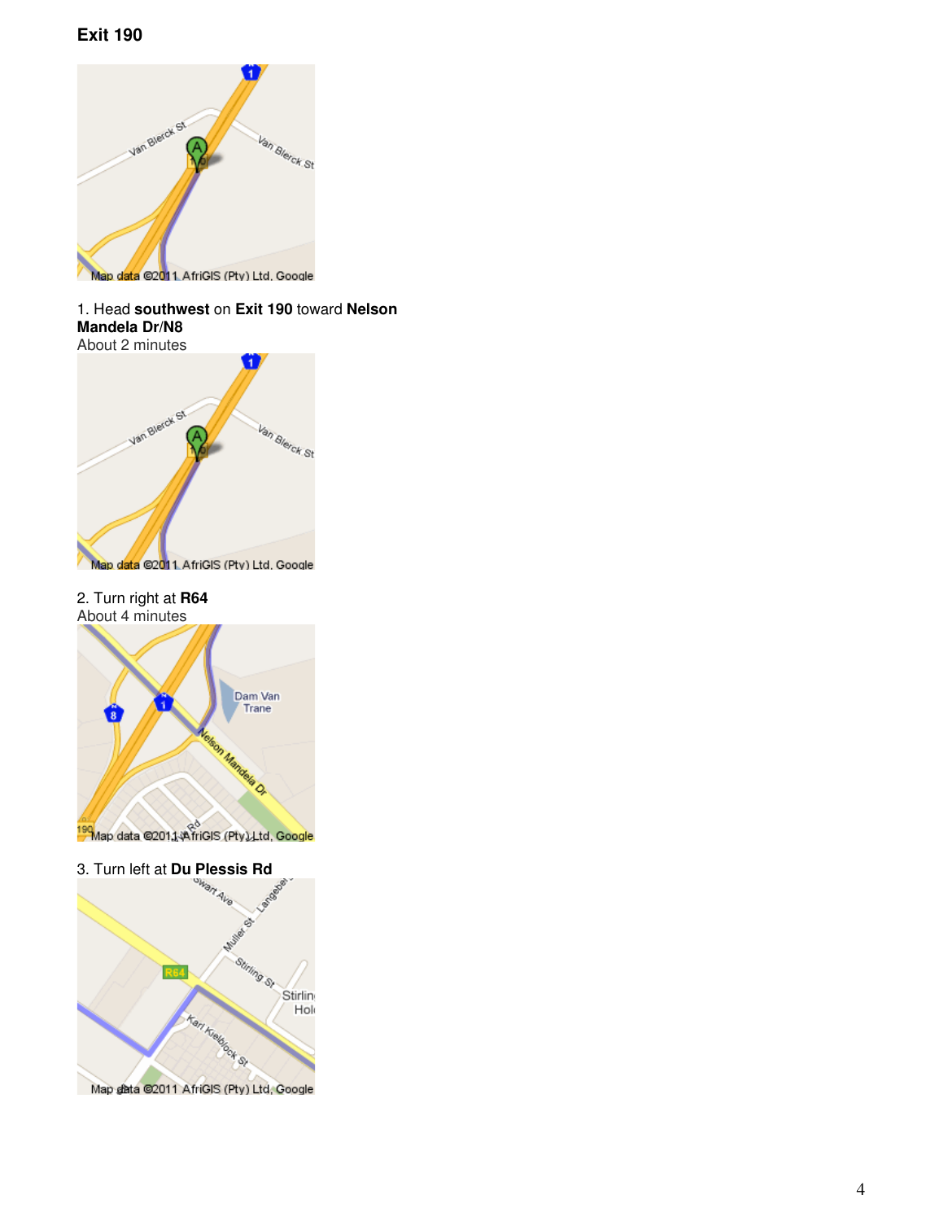**Exit 190**

1. Head **southwest** on **Exit 190** toward **Nelson Mandela Dr/N8**
About 2 minutes

2. Turn right at **R64**
About 4 minutes

3. Turn left at **Du Plessis Rd**